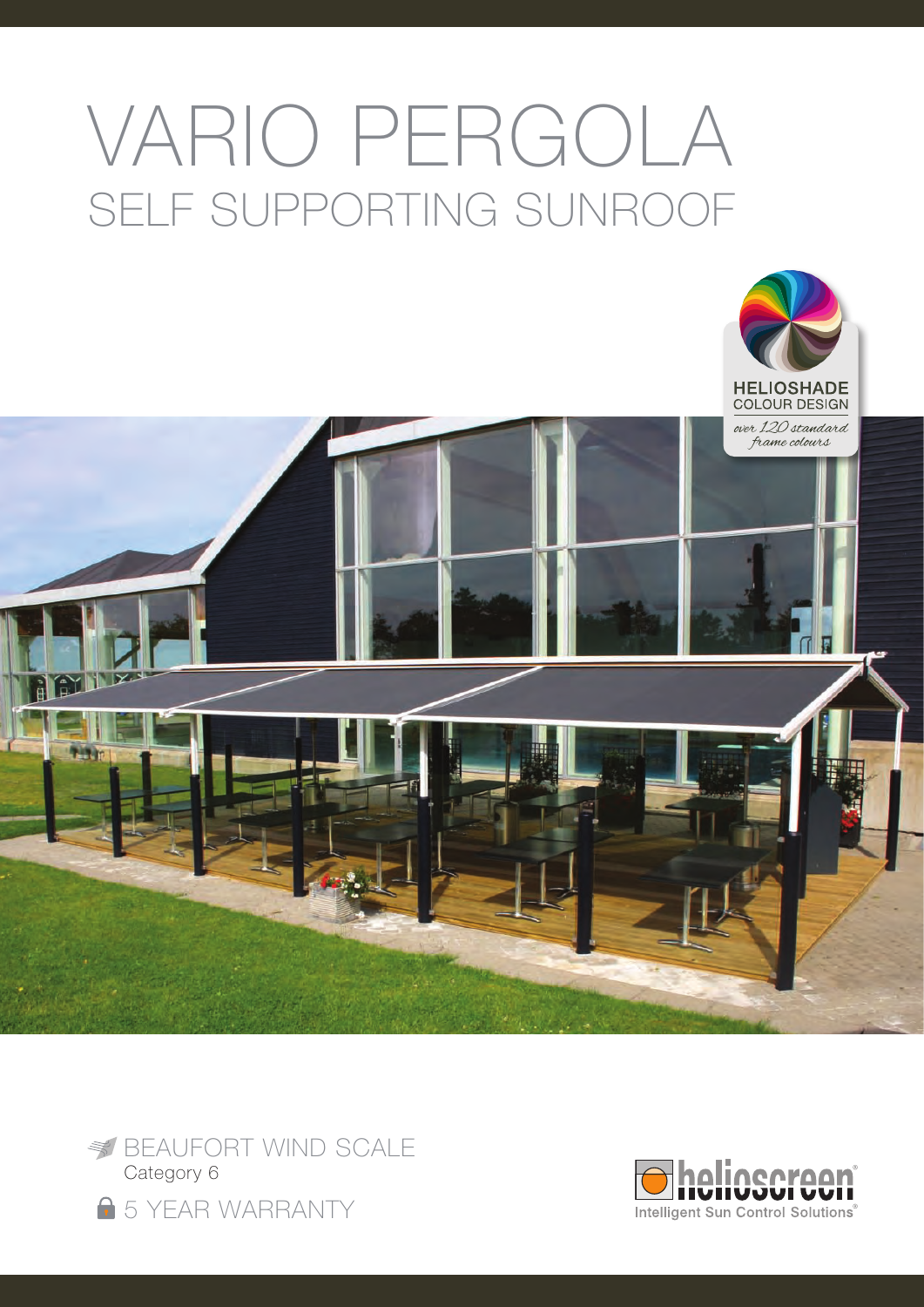# VARIO PERGOLA

## SELF SUPPORTING SUNROOF

HELIOSHADE COLOUR DESIGN

*over 120 standard frame colours*

BEAUFORT WIND SCALE
Category 6

5 YEAR WARRANTY

helioscreen®
Intelligent Sun Control Solutions®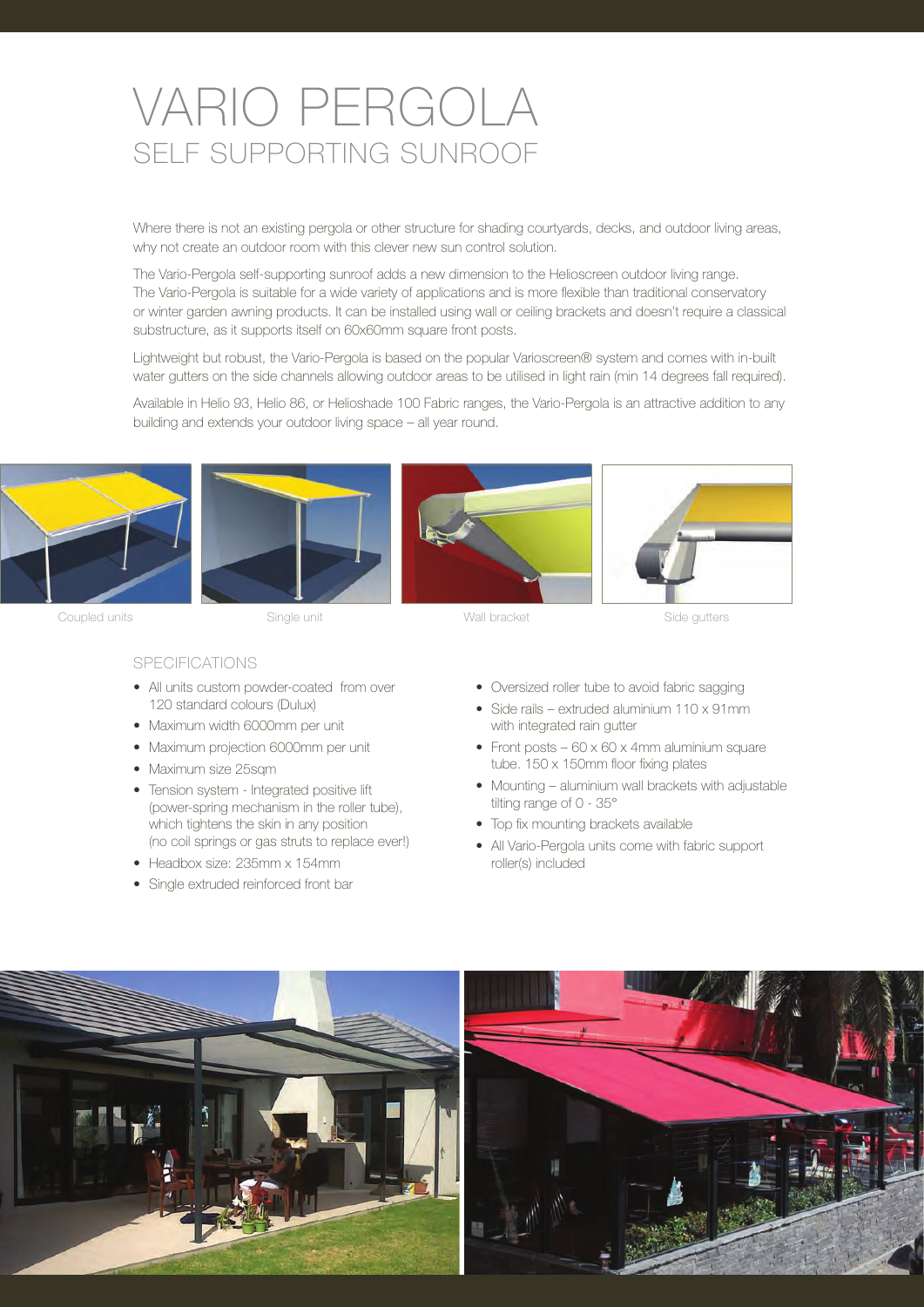# VARIO PERGOLA

## SELF SUPPORTING SUNROOF

Where there is not an existing pergola or other structure for shading courtyards, decks, and outdoor living areas, why not create an outdoor room with this clever new sun control solution.

The Vario-Pergola self-supporting sunroof adds a new dimension to the Helioscreen outdoor living range. The Vario-Pergola is suitable for a wide variety of applications and is more flexible than traditional conservatory or winter garden awning products. It can be installed using wall or ceiling brackets and doesn't require a classical substructure, as it supports itself on 60x60mm square front posts.

Lightweight but robust, the Vario-Pergola is based on the popular Varioscreen® system and comes with in-built water gutters on the side channels allowing outdoor areas to be utilised in light rain (min 14 degrees fall required).

Available in Helio 93, Helio 86, or Helioshade 100 Fabric ranges, the Vario-Pergola is an attractive addition to any building and extends your outdoor living space – all year round.

Coupled units

Single unit

Wall bracket

Side gutters

### SPECIFICATIONS

- All units custom powder-coated from over 120 standard colours (Dulux)
- Maximum width 6000mm per unit
- Maximum projection 6000mm per unit
- Maximum size 25sqm
- Tension system - Integrated positive lift (power-spring mechanism in the roller tube), which tightens the skin in any position (no coil springs or gas struts to replace ever!)
- Headbox size: 235mm x 154mm
- Single extruded reinforced front bar
- Oversized roller tube to avoid fabric sagging
- Side rails – extruded aluminium 110 x 91mm with integrated rain gutter
- Front posts – 60 x 60 x 4mm aluminium square tube. 150 x 150mm floor fixing plates
- Mounting – aluminium wall brackets with adjustable tilting range of 0 - 35°
- Top fix mounting brackets available
- All Vario-Pergola units come with fabric support roller(s) included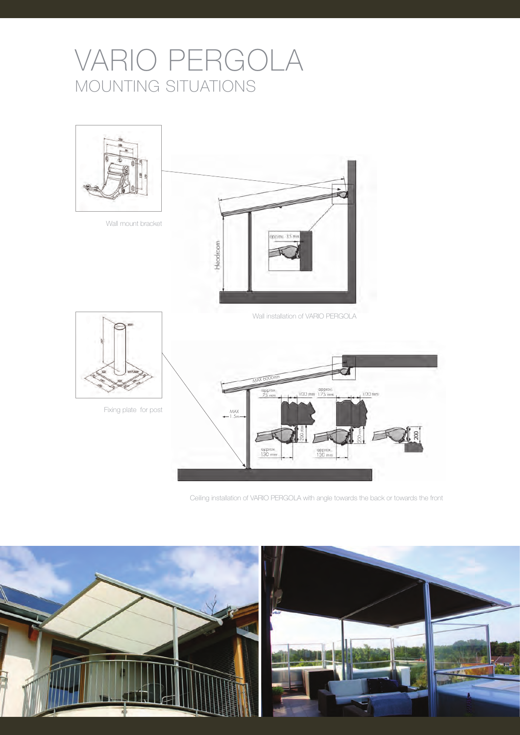# VARIO PERGOLA

## MOUNTING SITUATIONS

Wall mount bracket

Wall installation of VARIO PERGOLA

Fixing plate for post

Ceiling installation of VARIO PERGOLA with angle towards the back or towards the front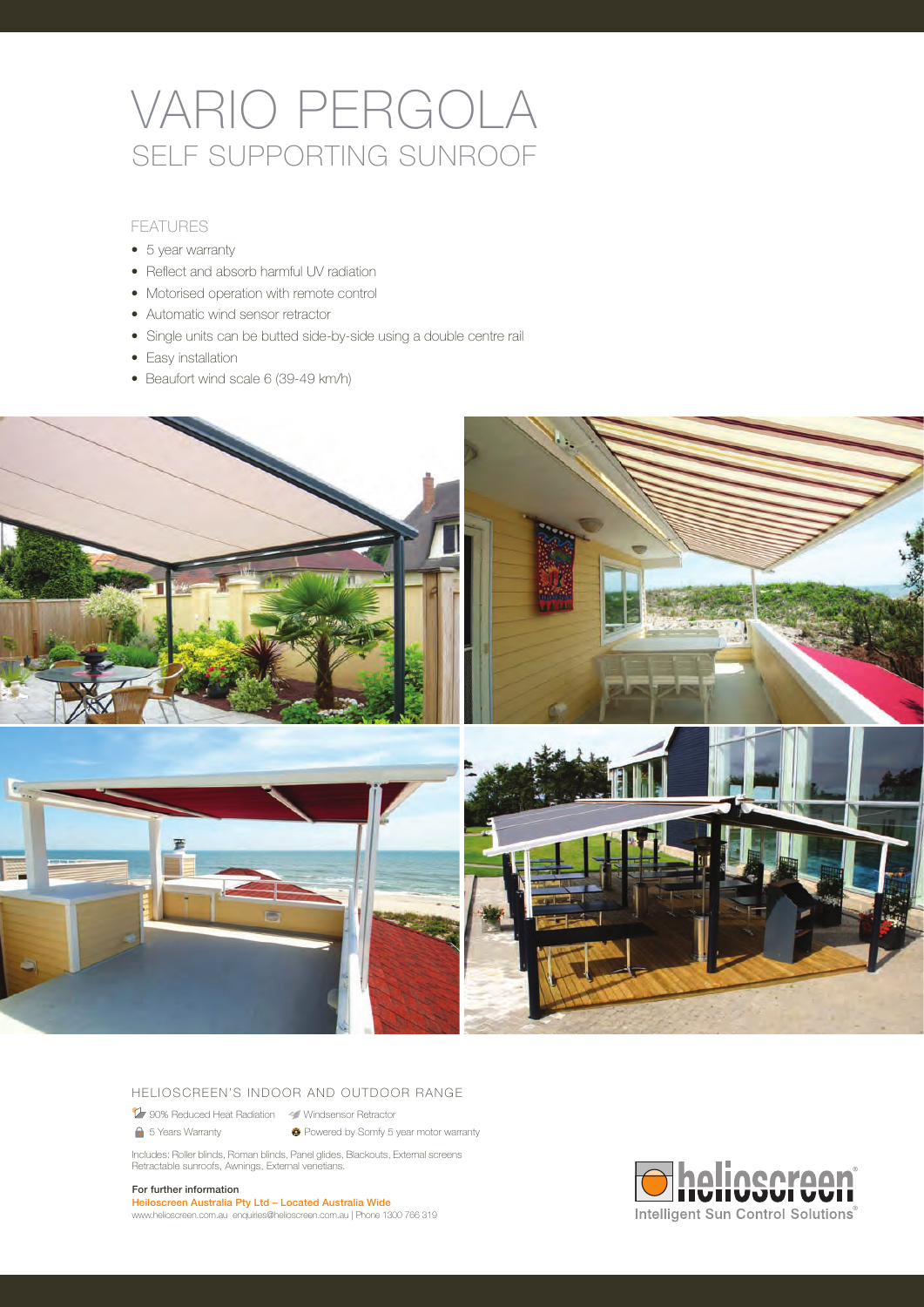# VARIO PERGOLA

## SELF SUPPORTING SUNROOF

### FEATURES

- 5 year warranty
- Reflect and absorb harmful UV radiation
- Motorised operation with remote control
- Automatic wind sensor retractor
- Single units can be butted side-by-side using a double centre rail
- Easy installation
- Beaufort wind scale 6 (39-49 km/h)

### HELIOSCREEN'S INDOOR AND OUTDOOR RANGE

90% Reduced Heat Radiation    Windsensor Retractor

5 Years Warranty    Powered by Somfy 5 year motor warranty

Includes: Roller blinds, Roman blinds, Panel glides, Blackouts, External screens
Retractable sunroofs, Awnings, External venetians.

**For further information**
**Heiloscreen Australia Pty Ltd – Located Australia Wide**
www.helioscreen.com.au enquiries@helioscreen.com.au | Phone 1300 766 319

helioscreen®
Intelligent Sun Control Solutions®